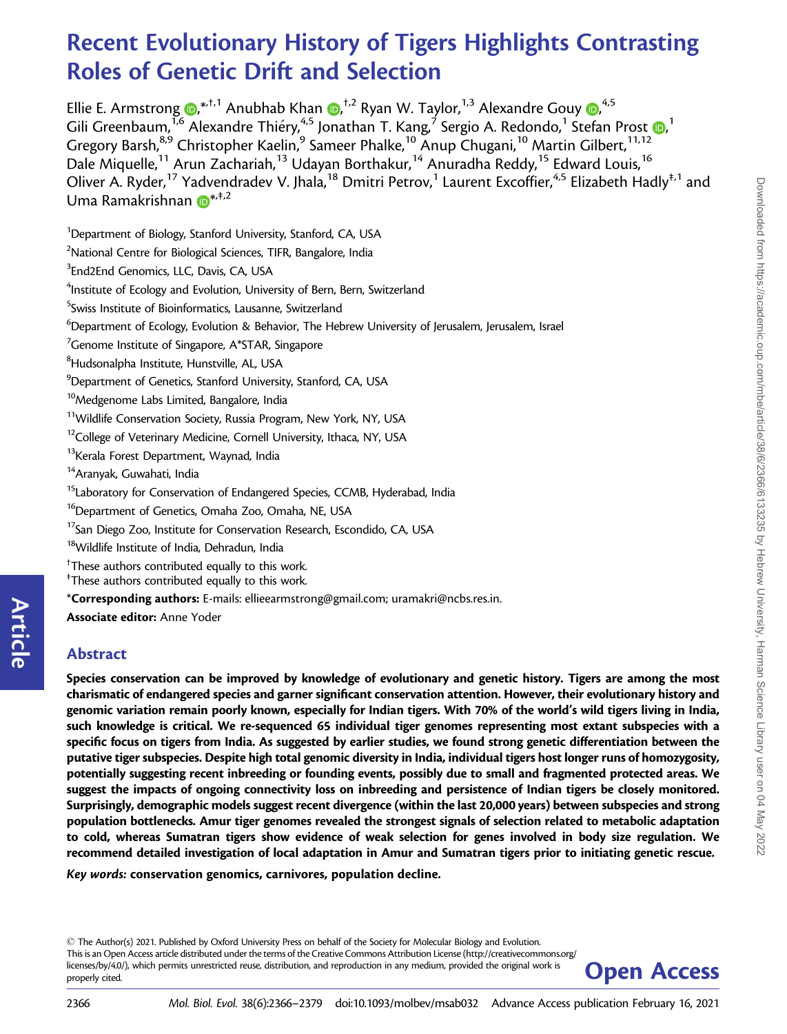# Recent Evolutionary History of Tigers Highlights Contrasting Roles of Genetic Drift and Selection

Ellie E. Armstrong,*,†,[1] Anubhab Khan,†,[2] Ryan W. Taylor,[1,3] Alexandre Gouy,[4,5] Gili Greenbaum,[1,6] Alexandre Thiéry,[4,5] Jonathan T. Kang,[7] Sergio A. Redondo,[1] Stefan Prost,[1] Gregory Barsh,[8,9] Christopher Kaelin,[9] Sameer Phalke,[10] Anup Chugani,[10] Martin Gilbert,[11,12] Dale Miquelle,[11] Arun Zachariah,[13] Udayan Borthakur,[14] Anuradha Reddy,[15] Edward Louis,[16] Oliver A. Ryder,[17] Yadvendradev V. Jhala,[18] Dmitri Petrov,[1] Laurent Excoffier,[4,5] Elizabeth Hadly‡,[1] and Uma Ramakrishnan*,‡,[2]

[1]Department of Biology, Stanford University, Stanford, CA, USA

[2]National Centre for Biological Sciences, TIFR, Bangalore, India

[3]End2End Genomics, LLC, Davis, CA, USA

[4]Institute of Ecology and Evolution, University of Bern, Bern, Switzerland

[5]Swiss Institute of Bioinformatics, Lausanne, Switzerland

[6]Department of Ecology, Evolution & Behavior, The Hebrew University of Jerusalem, Jerusalem, Israel

[7]Genome Institute of Singapore, A*STAR, Singapore

[8]Hudsonalpha Institute, Hunstville, AL, USA

[9]Department of Genetics, Stanford University, Stanford, CA, USA

[10]Medgenome Labs Limited, Bangalore, India

[11]Wildlife Conservation Society, Russia Program, New York, NY, USA

[12]College of Veterinary Medicine, Cornell University, Ithaca, NY, USA

[13]Kerala Forest Department, Waynad, India

[14]Aranyak, Guwahati, India

[15]Laboratory for Conservation of Endangered Species, CCMB, Hyderabad, India

[16]Department of Genetics, Omaha Zoo, Omaha, NE, USA

[17]San Diego Zoo, Institute for Conservation Research, Escondido, CA, USA

[18]Wildlife Institute of India, Dehradun, India

†These authors contributed equally to this work.

‡These authors contributed equally to this work.

***Corresponding authors:** E-mails: ellieearmstrong@gmail.com; uramakri@ncbs.res.in.

**Associate editor:** Anne Yoder

## Abstract

**Species conservation can be improved by knowledge of evolutionary and genetic history. Tigers are among the most charismatic of endangered species and garner significant conservation attention. However, their evolutionary history and genomic variation remain poorly known, especially for Indian tigers. With 70% of the world's wild tigers living in India, such knowledge is critical. We re-sequenced 65 individual tiger genomes representing most extant subspecies with a specific focus on tigers from India. As suggested by earlier studies, we found strong genetic differentiation between the putative tiger subspecies. Despite high total genomic diversity in India, individual tigers host longer runs of homozygosity, potentially suggesting recent inbreeding or founding events, possibly due to small and fragmented protected areas. We suggest the impacts of ongoing connectivity loss on inbreeding and persistence of Indian tigers be closely monitored. Surprisingly, demographic models suggest recent divergence (within the last 20,000 years) between subspecies and strong population bottlenecks. Amur tiger genomes revealed the strongest signals of selection related to metabolic adaptation to cold, whereas Sumatran tigers show evidence of weak selection for genes involved in body size regulation. We recommend detailed investigation of local adaptation in Amur and Sumatran tigers prior to initiating genetic rescue.**

***Key words:*** **conservation genomics, carnivores, population decline.**

© The Author(s) 2021. Published by Oxford University Press on behalf of the Society for Molecular Biology and Evolution.
This is an Open Access article distributed under the terms of the Creative Commons Attribution License (http://creativecommons.org/licenses/by/4.0/), which permits unrestricted reuse, distribution, and reproduction in any medium, provided the original work is properly cited.

**Open Access**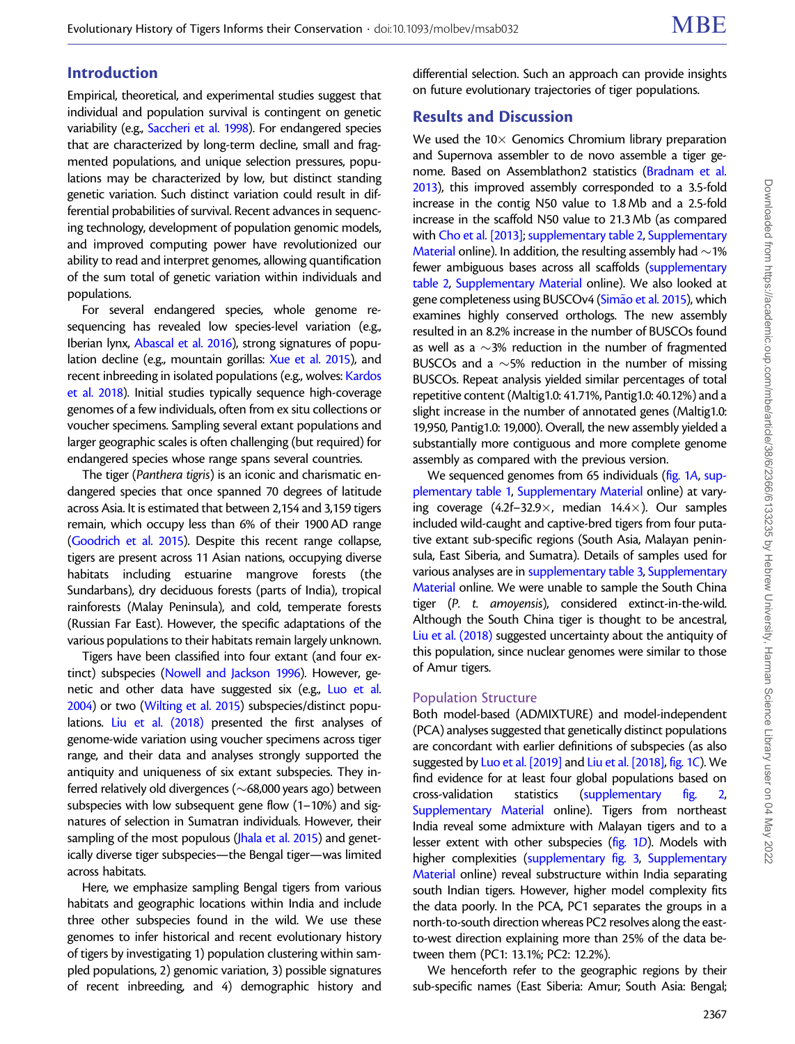## Introduction

Empirical, theoretical, and experimental studies suggest that individual and population survival is contingent on genetic variability (e.g., Saccheri et al. 1998). For endangered species that are characterized by long-term decline, small and fragmented populations, and unique selection pressures, populations may be characterized by low, but distinct standing genetic variation. Such distinct variation could result in differential probabilities of survival. Recent advances in sequencing technology, development of population genomic models, and improved computing power have revolutionized our ability to read and interpret genomes, allowing quantification of the sum total of genetic variation within individuals and populations.

For several endangered species, whole genome re-sequencing has revealed low species-level variation (e.g., Iberian lynx, Abascal et al. 2016), strong signatures of population decline (e.g., mountain gorillas: Xue et al. 2015), and recent inbreeding in isolated populations (e.g., wolves: Kardos et al. 2018). Initial studies typically sequence high-coverage genomes of a few individuals, often from ex situ collections or voucher specimens. Sampling several extant populations and larger geographic scales is often challenging (but required) for endangered species whose range spans several countries.

The tiger (*Panthera tigris*) is an iconic and charismatic endangered species that once spanned 70 degrees of latitude across Asia. It is estimated that between 2,154 and 3,159 tigers remain, which occupy less than 6% of their 1900 AD range (Goodrich et al. 2015). Despite this recent range collapse, tigers are present across 11 Asian nations, occupying diverse habitats including estuarine mangrove forests (the Sundarbans), dry deciduous forests (parts of India), tropical rainforests (Malay Peninsula), and cold, temperate forests (Russian Far East). However, the specific adaptations of the various populations to their habitats remain largely unknown.

Tigers have been classified into four extant (and four extinct) subspecies (Nowell and Jackson 1996). However, genetic and other data have suggested six (e.g., Luo et al. 2004) or two (Wilting et al. 2015) subspecies/distinct populations. Liu et al. (2018) presented the first analyses of genome-wide variation using voucher specimens across tiger range, and their data and analyses strongly supported the antiquity and uniqueness of six extant subspecies. They inferred relatively old divergences (~68,000 years ago) between subspecies with low subsequent gene flow (1–10%) and signatures of selection in Sumatran individuals. However, their sampling of the most populous (Jhala et al. 2015) and genetically diverse tiger subspecies—the Bengal tiger—was limited across habitats.

Here, we emphasize sampling Bengal tigers from various habitats and geographic locations within India and include three other subspecies found in the wild. We use these genomes to infer historical and recent evolutionary history of tigers by investigating 1) population clustering within sampled populations, 2) genomic variation, 3) possible signatures of recent inbreeding, and 4) demographic history and differential selection. Such an approach can provide insights on future evolutionary trajectories of tiger populations.

## Results and Discussion

We used the 10× Genomics Chromium library preparation and Supernova assembler to de novo assemble a tiger genome. Based on Assemblathon2 statistics (Bradnam et al. 2013), this improved assembly corresponded to a 3.5-fold increase in the contig N50 value to 1.8 Mb and a 2.5-fold increase in the scaffold N50 value to 21.3 Mb (as compared with Cho et al. [2013]; supplementary table 2, Supplementary Material online). In addition, the resulting assembly had ~1% fewer ambiguous bases across all scaffolds (supplementary table 2, Supplementary Material online). We also looked at gene completeness using BUSCOv4 (Simão et al. 2015), which examines highly conserved orthologs. The new assembly resulted in an 8.2% increase in the number of BUSCOs found as well as a ~3% reduction in the number of fragmented BUSCOs and a ~5% reduction in the number of missing BUSCOs. Repeat analysis yielded similar percentages of total repetitive content (Maltig1.0: 41.71%, Pantig1.0: 40.12%) and a slight increase in the number of annotated genes (Maltig1.0: 19,950, Pantig1.0: 19,000). Overall, the new assembly yielded a substantially more contiguous and more complete genome assembly as compared with the previous version.

We sequenced genomes from 65 individuals (fig. 1*A*, supplementary table 1, Supplementary Material online) at varying coverage (4.2f–32.9×, median 14.4×). Our samples included wild-caught and captive-bred tigers from four putative extant sub-specific regions (South Asia, Malayan peninsula, East Siberia, and Sumatra). Details of samples used for various analyses are in supplementary table 3, Supplementary Material online. We were unable to sample the South China tiger (*P. t. amoyensis*), considered extinct-in-the-wild. Although the South China tiger is thought to be ancestral, Liu et al. (2018) suggested uncertainty about the antiquity of this population, since nuclear genomes were similar to those of Amur tigers.

### Population Structure

Both model-based (ADMIXTURE) and model-independent (PCA) analyses suggested that genetically distinct populations are concordant with earlier definitions of subspecies (as also suggested by Luo et al. [2019] and Liu et al. [2018], fig. 1*C*). We find evidence for at least four global populations based on cross-validation statistics (supplementary fig. 2, Supplementary Material online). Tigers from northeast India reveal some admixture with Malayan tigers and to a lesser extent with other subspecies (fig. 1*D*). Models with higher complexities (supplementary fig. 3, Supplementary Material online) reveal substructure within India separating south Indian tigers. However, higher model complexity fits the data poorly. In the PCA, PC1 separates the groups in a north-to-south direction whereas PC2 resolves along the east-to-west direction explaining more than 25% of the data between them (PC1: 13.1%; PC2: 12.2%).

We henceforth refer to the geographic regions by their sub-specific names (East Siberia: Amur; South Asia: Bengal;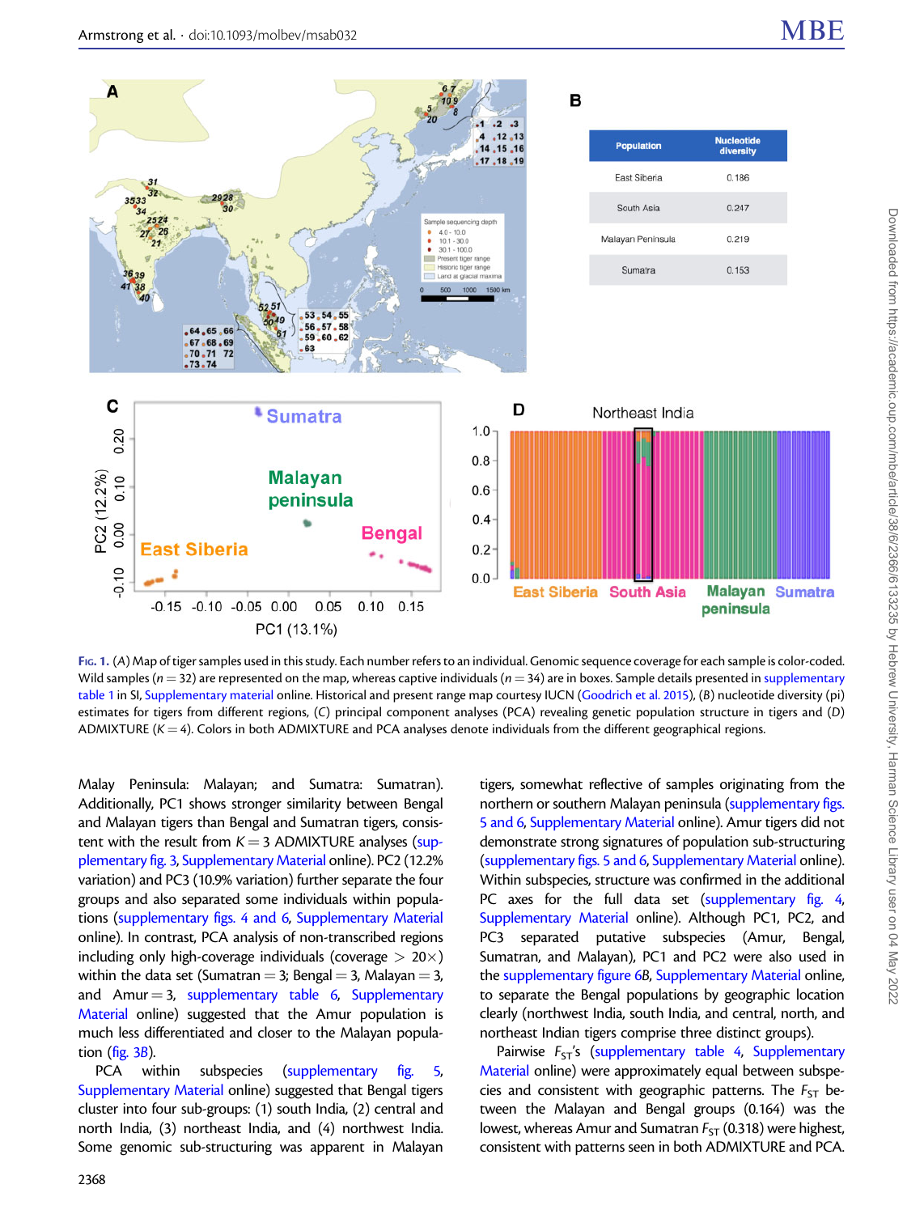| Population | Nucleotide diversity |
|---|---|
| East Siberia | 0.186 |
| South Asia | 0.247 |
| Malayan Peninsula | 0.219 |
| Sumatra | 0.153 |

FIG. 1. (A) Map of tiger samples used in this study. Each number refers to an individual. Genomic sequence coverage for each sample is color-coded. Wild samples ($n = 32$) are represented on the map, whereas captive individuals ($n = 34$) are in boxes. Sample details presented in supplementary table 1 in SI, Supplementary material online. Historical and present range map courtesy IUCN (Goodrich et al. 2015), (B) nucleotide diversity (pi) estimates for tigers from different regions, (C) principal component analyses (PCA) revealing genetic population structure in tigers and (D) ADMIXTURE ($K = 4$). Colors in both ADMIXTURE and PCA analyses denote individuals from the different geographical regions.

Malay Peninsula: Malayan; and Sumatra: Sumatran). Additionally, PC1 shows stronger similarity between Bengal and Malayan tigers than Bengal and Sumatran tigers, consistent with the result from $K = 3$ ADMIXTURE analyses (supplementary fig. 3, Supplementary Material online). PC2 (12.2% variation) and PC3 (10.9% variation) further separate the four groups and also separated some individuals within populations (supplementary figs. 4 and 6, Supplementary Material online). In contrast, PCA analysis of non-transcribed regions including only high-coverage individuals (coverage > 20×) within the data set (Sumatran = 3; Bengal = 3, Malayan = 3, and Amur = 3, supplementary table 6, Supplementary Material online) suggested that the Amur population is much less differentiated and closer to the Malayan population (fig. 3B).

PCA within subspecies (supplementary fig. 5, Supplementary Material online) suggested that Bengal tigers cluster into four sub-groups: (1) south India, (2) central and north India, (3) northeast India, and (4) northwest India. Some genomic sub-structuring was apparent in Malayan tigers, somewhat reflective of samples originating from the northern or southern Malayan peninsula (supplementary figs. 5 and 6, Supplementary Material online). Amur tigers did not demonstrate strong signatures of population sub-structuring (supplementary figs. 5 and 6, Supplementary Material online). Within subspecies, structure was confirmed in the additional PC axes for the full data set (supplementary fig. 4, Supplementary Material online). Although PC1, PC2, and PC3 separated putative subspecies (Amur, Bengal, Sumatran, and Malayan), PC1 and PC2 were also used in the supplementary figure 6B, Supplementary Material online, to separate the Bengal populations by geographic location clearly (northwest India, south India, and central, north, and northeast Indian tigers comprise three distinct groups).

Pairwise $F_{ST}$'s (supplementary table 4, Supplementary Material online) were approximately equal between subspecies and consistent with geographic patterns. The $F_{ST}$ between the Malayan and Bengal groups (0.164) was the lowest, whereas Amur and Sumatran $F_{ST}$ (0.318) were highest, consistent with patterns seen in both ADMIXTURE and PCA.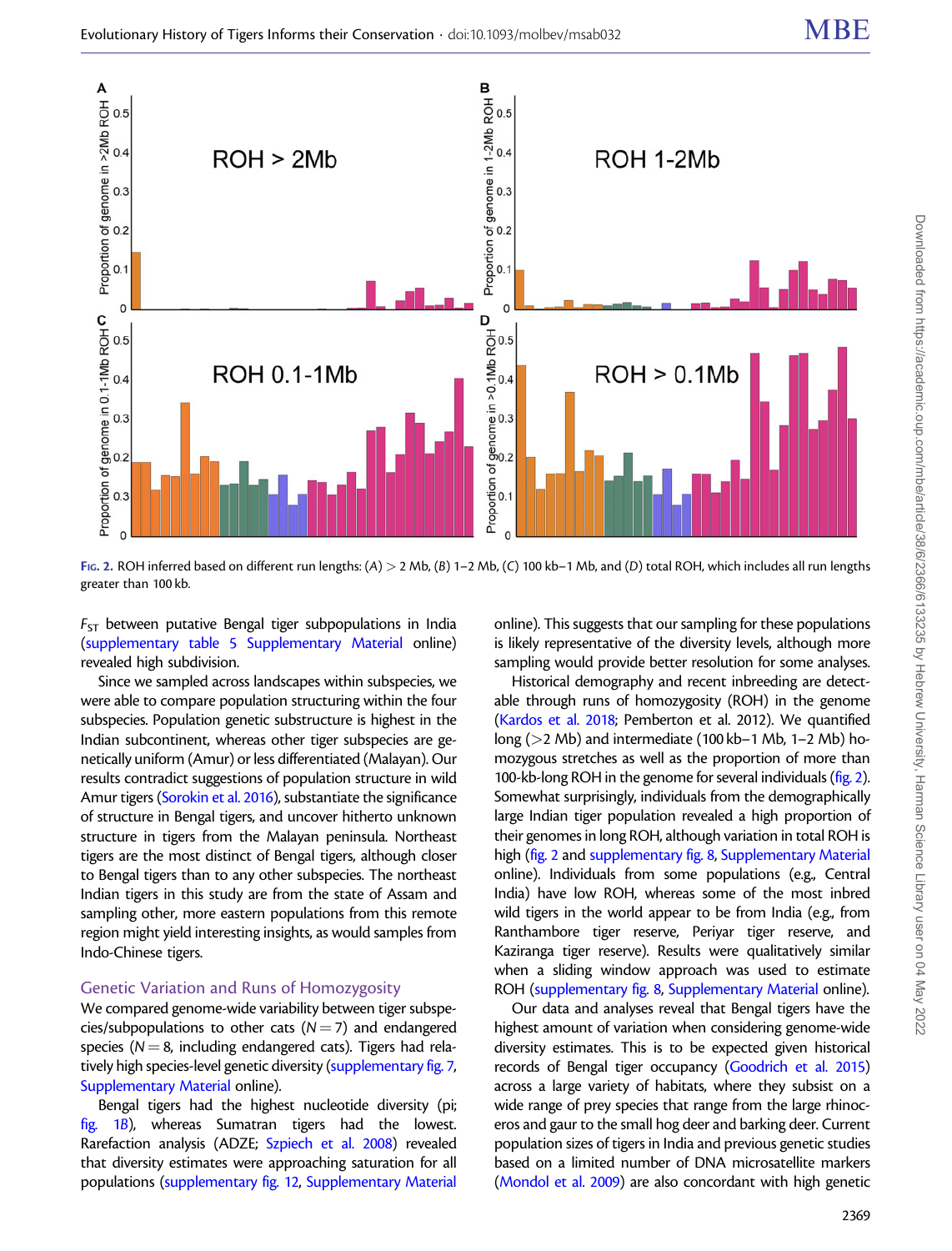FIG. 2. ROH inferred based on different run lengths: (A) > 2 Mb, (B) 1–2 Mb, (C) 100 kb–1 Mb, and (D) total ROH, which includes all run lengths greater than 100 kb.

$F_{ST}$ between putative Bengal tiger subpopulations in India (supplementary table 5 Supplementary Material online) revealed high subdivision.

Since we sampled across landscapes within subspecies, we were able to compare population structuring within the four subspecies. Population genetic substructure is highest in the Indian subcontinent, whereas other tiger subspecies are genetically uniform (Amur) or less differentiated (Malayan). Our results contradict suggestions of population structure in wild Amur tigers (Sorokin et al. 2016), substantiate the significance of structure in Bengal tigers, and uncover hitherto unknown structure in tigers from the Malayan peninsula. Northeast tigers are the most distinct of Bengal tigers, although closer to Bengal tigers than to any other subspecies. The northeast Indian tigers in this study are from the state of Assam and sampling other, more eastern populations from this remote region might yield interesting insights, as would samples from Indo-Chinese tigers.

## Genetic Variation and Runs of Homozygosity

We compared genome-wide variability between tiger subspecies/subpopulations to other cats ($N = 7$) and endangered species ($N = 8$, including endangered cats). Tigers had relatively high species-level genetic diversity (supplementary fig. 7, Supplementary Material online).

Bengal tigers had the highest nucleotide diversity (pi; fig. 1B), whereas Sumatran tigers had the lowest. Rarefaction analysis (ADZE; Szpiech et al. 2008) revealed that diversity estimates were approaching saturation for all populations (supplementary fig. 12, Supplementary Material online). This suggests that our sampling for these populations is likely representative of the diversity levels, although more sampling would provide better resolution for some analyses.

Historical demography and recent inbreeding are detectable through runs of homozygosity (ROH) in the genome (Kardos et al. 2018; Pemberton et al. 2012). We quantified long (>2 Mb) and intermediate (100 kb–1 Mb, 1–2 Mb) homozygous stretches as well as the proportion of more than 100-kb-long ROH in the genome for several individuals (fig. 2). Somewhat surprisingly, individuals from the demographically large Indian tiger population revealed a high proportion of their genomes in long ROH, although variation in total ROH is high (fig. 2 and supplementary fig. 8, Supplementary Material online). Individuals from some populations (e.g., Central India) have low ROH, whereas some of the most inbred wild tigers in the world appear to be from India (e.g., from Ranthambore tiger reserve, Periyar tiger reserve, and Kaziranga tiger reserve). Results were qualitatively similar when a sliding window approach was used to estimate ROH (supplementary fig. 8, Supplementary Material online).

Our data and analyses reveal that Bengal tigers have the highest amount of variation when considering genome-wide diversity estimates. This is to be expected given historical records of Bengal tiger occupancy (Goodrich et al. 2015) across a large variety of habitats, where they subsist on a wide range of prey species that range from the large rhinoceros and gaur to the small hog deer and barking deer. Current population sizes of tigers in India and previous genetic studies based on a limited number of DNA microsatellite markers (Mondol et al. 2009) are also concordant with high genetic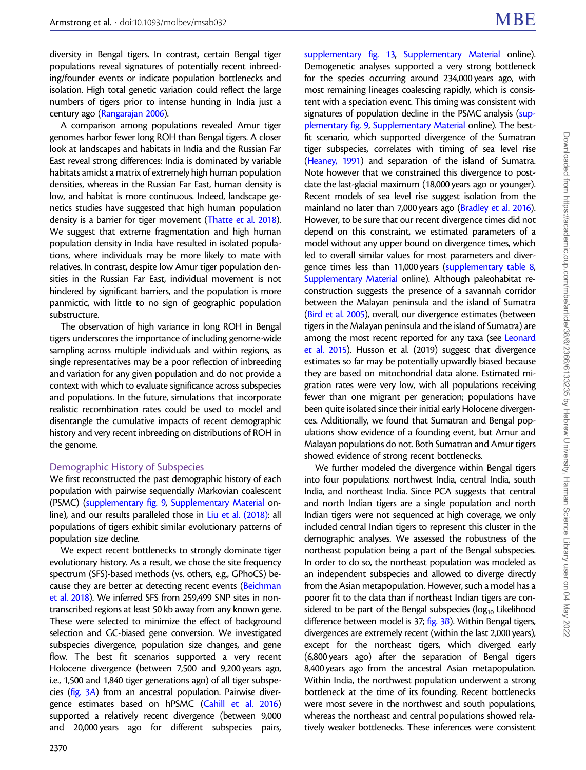diversity in Bengal tigers. In contrast, certain Bengal tiger populations reveal signatures of potentially recent inbreeding/founder events or indicate population bottlenecks and isolation. High total genetic variation could reflect the large numbers of tigers prior to intense hunting in India just a century ago (Rangarajan 2006).

A comparison among populations revealed Amur tiger genomes harbor fewer long ROH than Bengal tigers. A closer look at landscapes and habitats in India and the Russian Far East reveal strong differences: India is dominated by variable habitats amidst a matrix of extremely high human population densities, whereas in the Russian Far East, human density is low, and habitat is more continuous. Indeed, landscape genetics studies have suggested that high human population density is a barrier for tiger movement (Thatte et al. 2018). We suggest that extreme fragmentation and high human population density in India have resulted in isolated populations, where individuals may be more likely to mate with relatives. In contrast, despite low Amur tiger population densities in the Russian Far East, individual movement is not hindered by significant barriers, and the population is more panmictic, with little to no sign of geographic population substructure.

The observation of high variance in long ROH in Bengal tigers underscores the importance of including genome-wide sampling across multiple individuals and within regions, as single representatives may be a poor reflection of inbreeding and variation for any given population and do not provide a context with which to evaluate significance across subspecies and populations. In the future, simulations that incorporate realistic recombination rates could be used to model and disentangle the cumulative impacts of recent demographic history and very recent inbreeding on distributions of ROH in the genome.

## Demographic History of Subspecies

We first reconstructed the past demographic history of each population with pairwise sequentially Markovian coalescent (PSMC) (supplementary fig. 9, Supplementary Material online), and our results paralleled those in Liu et al. (2018): all populations of tigers exhibit similar evolutionary patterns of population size decline.

We expect recent bottlenecks to strongly dominate tiger evolutionary history. As a result, we chose the site frequency spectrum (SFS)-based methods (vs. others, e.g., GPhoCS) because they are better at detecting recent events (Beichman et al. 2018). We inferred SFS from 259,499 SNP sites in non-transcribed regions at least 50 kb away from any known gene. These were selected to minimize the effect of background selection and GC-biased gene conversion. We investigated subspecies divergence, population size changes, and gene flow. The best fit scenarios supported a very recent Holocene divergence (between 7,500 and 9,200 years ago, i.e., 1,500 and 1,840 tiger generations ago) of all tiger subspecies (fig. 3A) from an ancestral population. Pairwise divergence estimates based on hPSMC (Cahill et al. 2016) supported a relatively recent divergence (between 9,000 and 20,000 years ago for different subspecies pairs, supplementary fig. 13, Supplementary Material online). Demogenetic analyses supported a very strong bottleneck for the species occurring around 234,000 years ago, with most remaining lineages coalescing rapidly, which is consistent with a speciation event. This timing was consistent with signatures of population decline in the PSMC analysis (supplementary fig. 9, Supplementary Material online). The best-fit scenario, which supported divergence of the Sumatran tiger subspecies, correlates with timing of sea level rise (Heaney, 1991) and separation of the island of Sumatra. Note however that we constrained this divergence to post-date the last-glacial maximum (18,000 years ago or younger). Recent models of sea level rise suggest isolation from the mainland no later than 7,000 years ago (Bradley et al. 2016). However, to be sure that our recent divergence times did not depend on this constraint, we estimated parameters of a model without any upper bound on divergence times, which led to overall similar values for most parameters and divergence times less than 11,000 years (supplementary table 8, Supplementary Material online). Although paleohabitat reconstruction suggests the presence of a savannah corridor between the Malayan peninsula and the island of Sumatra (Bird et al. 2005), overall, our divergence estimates (between tigers in the Malayan peninsula and the island of Sumatra) are among the most recent reported for any taxa (see Leonard et al. 2015). Husson et al. (2019) suggest that divergence estimates so far may be potentially upwardly biased because they are based on mitochondrial data alone. Estimated migration rates were very low, with all populations receiving fewer than one migrant per generation; populations have been quite isolated since their initial early Holocene divergences. Additionally, we found that Sumatran and Bengal populations show evidence of a founding event, but Amur and Malayan populations do not. Both Sumatran and Amur tigers showed evidence of strong recent bottlenecks.

We further modeled the divergence within Bengal tigers into four populations: northwest India, central India, south India, and northeast India. Since PCA suggests that central and north Indian tigers are a single population and north Indian tigers were not sequenced at high coverage, we only included central Indian tigers to represent this cluster in the demographic analyses. We assessed the robustness of the northeast population being a part of the Bengal subspecies. In order to do so, the northeast population was modeled as an independent subspecies and allowed to diverge directly from the Asian metapopulation. However, such a model has a poorer fit to the data than if northeast Indian tigers are considered to be part of the Bengal subspecies ($\log_{10}$ Likelihood difference between model is 37; fig. 3B). Within Bengal tigers, divergences are extremely recent (within the last 2,000 years), except for the northeast tigers, which diverged early (6,800 years ago) after the separation of Bengal tigers 8,400 years ago from the ancestral Asian metapopulation. Within India, the northwest population underwent a strong bottleneck at the time of its founding. Recent bottlenecks were most severe in the northwest and south populations, whereas the northeast and central populations showed relatively weaker bottlenecks. These inferences were consistent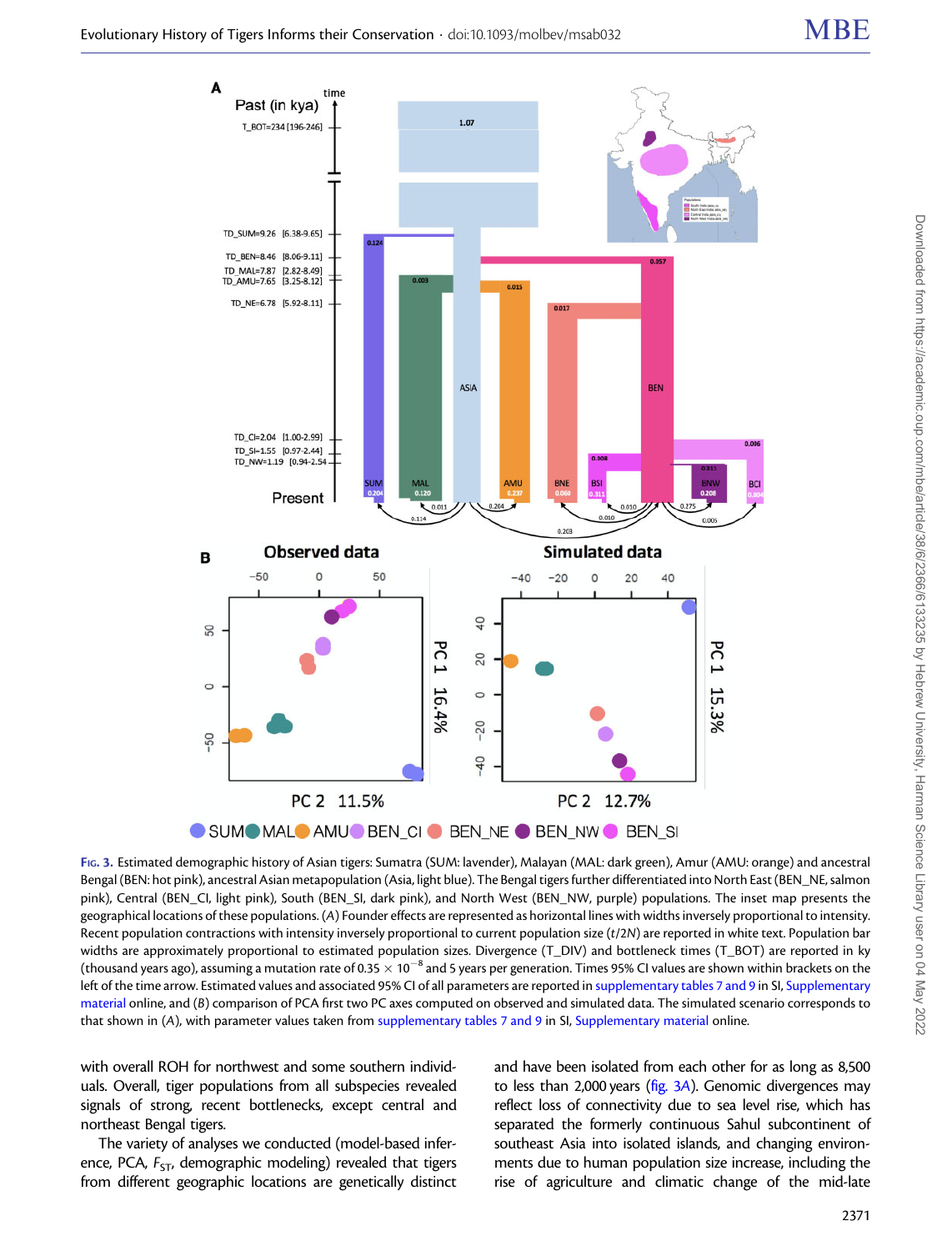Fig. 3. Estimated demographic history of Asian tigers: Sumatra (SUM: lavender), Malayan (MAL: dark green), Amur (AMU: orange) and ancestral Bengal (BEN: hot pink), ancestral Asian metapopulation (Asia, light blue). The Bengal tigers further differentiated into North East (BEN_NE, salmon pink), Central (BEN_CI, light pink), South (BEN_SI, dark pink), and North West (BEN_NW, purple) populations. The inset map presents the geographical locations of these populations. (A) Founder effects are represented as horizontal lines with widths inversely proportional to intensity. Recent population contractions with intensity inversely proportional to current population size ($t/2N$) are reported in white text. Population bar widths are approximately proportional to estimated population sizes. Divergence (T_DIV) and bottleneck times (T_BOT) are reported in ky (thousand years ago), assuming a mutation rate of $0.35 \times 10^{-8}$ and 5 years per generation. Times 95% CI values are shown within brackets on the left of the time arrow. Estimated values and associated 95% CI of all parameters are reported in supplementary tables 7 and 9 in SI, Supplementary material online, and (B) comparison of PCA first two PC axes computed on observed and simulated data. The simulated scenario corresponds to that shown in (A), with parameter values taken from supplementary tables 7 and 9 in SI, Supplementary material online.

with overall ROH for northwest and some southern individuals. Overall, tiger populations from all subspecies revealed signals of strong, recent bottlenecks, except central and northeast Bengal tigers.

The variety of analyses we conducted (model-based inference, PCA, $F_{ST}$, demographic modeling) revealed that tigers from different geographic locations are genetically distinct and have been isolated from each other for as long as 8,500 to less than 2,000 years (fig. 3A). Genomic divergences may reflect loss of connectivity due to sea level rise, which has separated the formerly continuous Sahul subcontinent of southeast Asia into isolated islands, and changing environments due to human population size increase, including the rise of agriculture and climatic change of the mid-late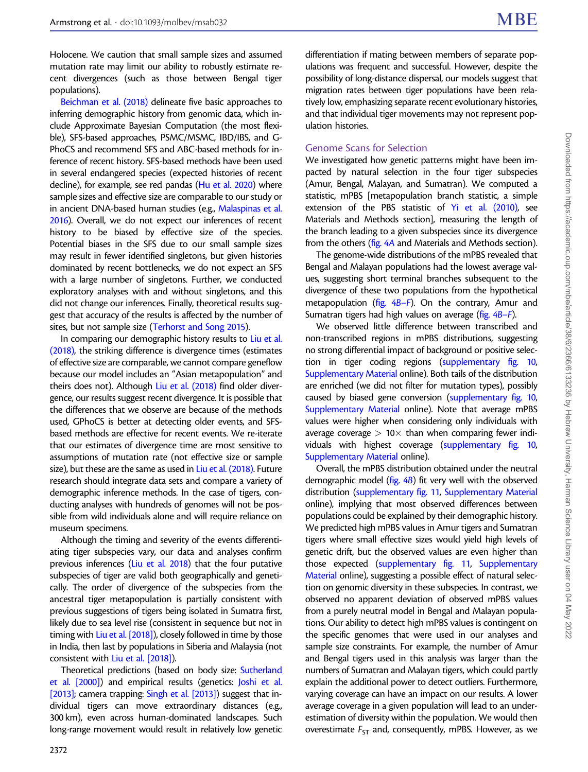Holocene. We caution that small sample sizes and assumed mutation rate may limit our ability to robustly estimate recent divergences (such as those between Bengal tiger populations).

Beichman et al. (2018) delineate five basic approaches to inferring demographic history from genomic data, which include Approximate Bayesian Computation (the most flexible), SFS-based approaches, PSMC/MSMC, IBD/IBS, and G-PhoCS and recommend SFS and ABC-based methods for inference of recent history. SFS-based methods have been used in several endangered species (expected histories of recent decline), for example, see red pandas (Hu et al. 2020) where sample sizes and effective size are comparable to our study or in ancient DNA-based human studies (e.g., Malaspinas et al. 2016). Overall, we do not expect our inferences of recent history to be biased by effective size of the species. Potential biases in the SFS due to our small sample sizes may result in fewer identified singletons, but given histories dominated by recent bottlenecks, we do not expect an SFS with a large number of singletons. Further, we conducted exploratory analyses with and without singletons, and this did not change our inferences. Finally, theoretical results suggest that accuracy of the results is affected by the number of sites, but not sample size (Terhorst and Song 2015).

In comparing our demographic history results to Liu et al. (2018), the striking difference is divergence times (estimates of effective size are comparable, we cannot compare geneflow because our model includes an "Asian metapopulation" and theirs does not). Although Liu et al. (2018) find older divergence, our results suggest recent divergence. It is possible that the differences that we observe are because of the methods used, GPhoCS is better at detecting older events, and SFS-based methods are effective for recent events. We re-iterate that our estimates of divergence time are most sensitive to assumptions of mutation rate (not effective size or sample size), but these are the same as used in Liu et al. (2018). Future research should integrate data sets and compare a variety of demographic inference methods. In the case of tigers, conducting analyses with hundreds of genomes will not be possible from wild individuals alone and will require reliance on museum specimens.

Although the timing and severity of the events differentiating tiger subspecies vary, our data and analyses confirm previous inferences (Liu et al. 2018) that the four putative subspecies of tiger are valid both geographically and genetically. The order of divergence of the subspecies from the ancestral tiger metapopulation is partially consistent with previous suggestions of tigers being isolated in Sumatra first, likely due to sea level rise (consistent in sequence but not in timing with Liu et al. [2018]), closely followed in time by those in India, then last by populations in Siberia and Malaysia (not consistent with Liu et al. [2018]).

Theoretical predictions (based on body size: Sutherland et al. [2000]) and empirical results (genetics: Joshi et al. [2013]; camera trapping: Singh et al. [2013]) suggest that individual tigers can move extraordinary distances (e.g., 300 km), even across human-dominated landscapes. Such long-range movement would result in relatively low genetic differentiation if mating between members of separate populations was frequent and successful. However, despite the possibility of long-distance dispersal, our models suggest that migration rates between tiger populations have been relatively low, emphasizing separate recent evolutionary histories, and that individual tiger movements may not represent population histories.

## Genome Scans for Selection

We investigated how genetic patterns might have been impacted by natural selection in the four tiger subspecies (Amur, Bengal, Malayan, and Sumatran). We computed a statistic, mPBS [metapopulation branch statistic, a simple extension of the PBS statistic of Yi et al. (2010), see Materials and Methods section], measuring the length of the branch leading to a given subspecies since its divergence from the others (fig. 4A and Materials and Methods section).

The genome-wide distributions of the mPBS revealed that Bengal and Malayan populations had the lowest average values, suggesting short terminal branches subsequent to the divergence of these two populations from the hypothetical metapopulation (fig. 4B–F). On the contrary, Amur and Sumatran tigers had high values on average (fig. 4B–F).

We observed little difference between transcribed and non-transcribed regions in mPBS distributions, suggesting no strong differential impact of background or positive selection in tiger coding regions (supplementary fig. 10, Supplementary Material online). Both tails of the distribution are enriched (we did not filter for mutation types), possibly caused by biased gene conversion (supplementary fig. 10, Supplementary Material online). Note that average mPBS values were higher when considering only individuals with average coverage > 10× than when comparing fewer individuals with highest coverage (supplementary fig. 10, Supplementary Material online).

Overall, the mPBS distribution obtained under the neutral demographic model (fig. 4B) fit very well with the observed distribution (supplementary fig. 11, Supplementary Material online), implying that most observed differences between populations could be explained by their demographic history. We predicted high mPBS values in Amur tigers and Sumatran tigers where small effective sizes would yield high levels of genetic drift, but the observed values are even higher than those expected (supplementary fig. 11, Supplementary Material online), suggesting a possible effect of natural selection on genomic diversity in these subspecies. In contrast, we observed no apparent deviation of observed mPBS values from a purely neutral model in Bengal and Malayan populations. Our ability to detect high mPBS values is contingent on the specific genomes that were used in our analyses and sample size constraints. For example, the number of Amur and Bengal tigers used in this analysis was larger than the numbers of Sumatran and Malayan tigers, which could partly explain the additional power to detect outliers. Furthermore, varying coverage can have an impact on our results. A lower average coverage in a given population will lead to an underestimation of diversity within the population. We would then overestimate $F_{ST}$ and, consequently, mPBS. However, as we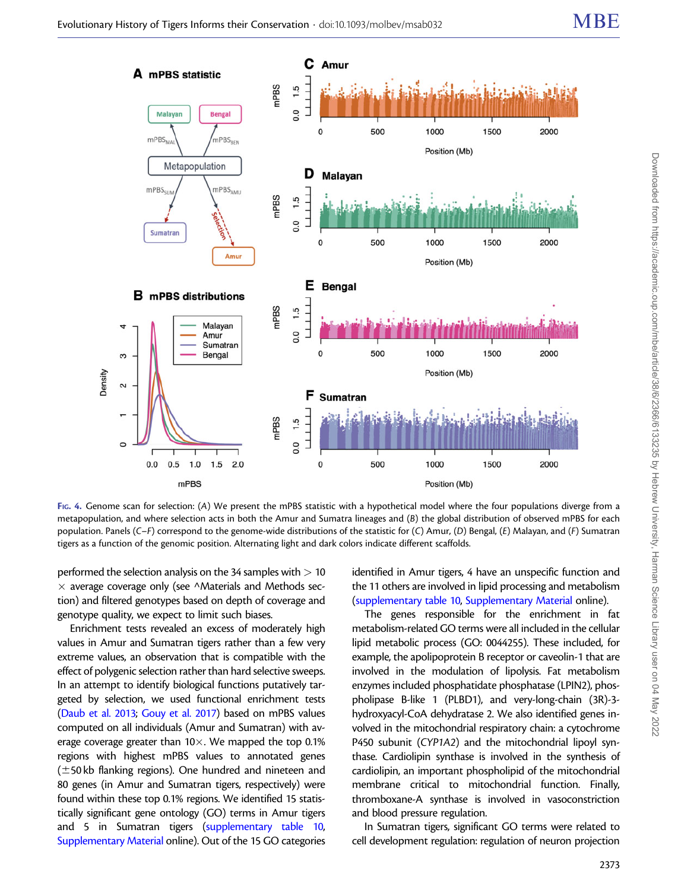Fig. 4. Genome scan for selection: (*A*) We present the mPBS statistic with a hypothetical model where the four populations diverge from a metapopulation, and where selection acts in both the Amur and Sumatra lineages and (*B*) the global distribution of observed mPBS for each population. Panels (*C*–*F*) correspond to the genome-wide distributions of the statistic for (*C*) Amur, (*D*) Bengal, (*E*) Malayan, and (*F*) Sumatran tigers as a function of the genomic position. Alternating light and dark colors indicate different scaffolds.

performed the selection analysis on the 34 samples with > 10 × average coverage only (see ^Materials and Methods section) and filtered genotypes based on depth of coverage and genotype quality, we expect to limit such biases.

Enrichment tests revealed an excess of moderately high values in Amur and Sumatran tigers rather than a few very extreme values, an observation that is compatible with the effect of polygenic selection rather than hard selective sweeps. In an attempt to identify biological functions putatively targeted by selection, we used functional enrichment tests (Daub et al. 2013; Gouy et al. 2017) based on mPBS values computed on all individuals (Amur and Sumatran) with average coverage greater than 10×. We mapped the top 0.1% regions with highest mPBS values to annotated genes (±50 kb flanking regions). One hundred and nineteen and 80 genes (in Amur and Sumatran tigers, respectively) were found within these top 0.1% regions. We identified 15 statistically significant gene ontology (GO) terms in Amur tigers and 5 in Sumatran tigers (supplementary table 10, Supplementary Material online). Out of the 15 GO categories identified in Amur tigers, 4 have an unspecific function and the 11 others are involved in lipid processing and metabolism (supplementary table 10, Supplementary Material online).

The genes responsible for the enrichment in fat metabolism-related GO terms were all included in the cellular lipid metabolic process (GO: 0044255). These included, for example, the apolipoprotein B receptor or caveolin-1 that are involved in the modulation of lipolysis. Fat metabolism enzymes included phosphatidate phosphatase (LPIN2), phospholipase B-like 1 (PLBD1), and very-long-chain (3R)-3-hydroxyacyl-CoA dehydratase 2. We also identified genes involved in the mitochondrial respiratory chain: a cytochrome P450 subunit (*CYP1A2*) and the mitochondrial lipoyl synthase. Cardiolipin synthase is involved in the synthesis of cardiolipin, an important phospholipid of the mitochondrial membrane critical to mitochondrial function. Finally, thromboxane-A synthase is involved in vasoconstriction and blood pressure regulation.

In Sumatran tigers, significant GO terms were related to cell development regulation: regulation of neuron projection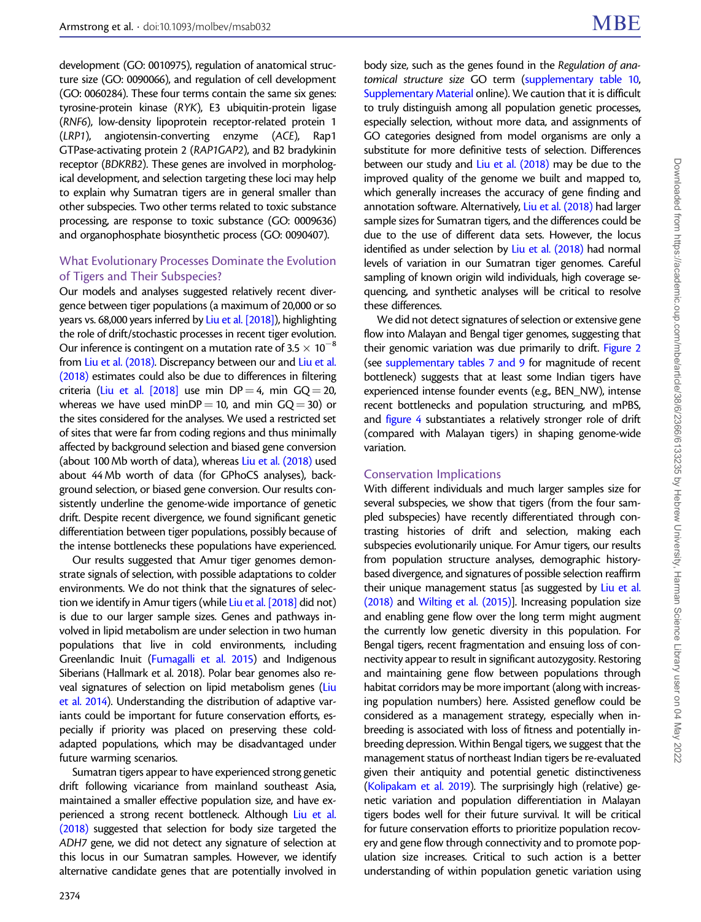development (GO: 0010975), regulation of anatomical structure size (GO: 0090066), and regulation of cell development (GO: 0060284). These four terms contain the same six genes: tyrosine-protein kinase (*RYK*), E3 ubiquitin-protein ligase (*RNF6*), low-density lipoprotein receptor-related protein 1 (*LRP1*), angiotensin-converting enzyme (*ACE*), Rap1 GTPase-activating protein 2 (*RAP1GAP2*), and B2 bradykinin receptor (*BDKRB2*). These genes are involved in morphological development, and selection targeting these loci may help to explain why Sumatran tigers are in general smaller than other subspecies. Two other terms related to toxic substance processing, are response to toxic substance (GO: 0009636) and organophosphate biosynthetic process (GO: 0090407).

## What Evolutionary Processes Dominate the Evolution of Tigers and Their Subspecies?

Our models and analyses suggested relatively recent divergence between tiger populations (a maximum of 20,000 or so years vs. 68,000 years inferred by Liu et al. [2018]), highlighting the role of drift/stochastic processes in recent tiger evolution. Our inference is contingent on a mutation rate of $3.5 \times 10^{-8}$ from Liu et al. (2018). Discrepancy between our and Liu et al. (2018) estimates could also be due to differences in filtering criteria (Liu et al. [2018] use min DP = 4, min GQ = 20, whereas we have used minDP = 10, and min GQ = 30) or the sites considered for the analyses. We used a restricted set of sites that were far from coding regions and thus minimally affected by background selection and biased gene conversion (about 100 Mb worth of data), whereas Liu et al. (2018) used about 44 Mb worth of data (for GPhoCS analyses), background selection, or biased gene conversion. Our results consistently underline the genome-wide importance of genetic drift. Despite recent divergence, we found significant genetic differentiation between tiger populations, possibly because of the intense bottlenecks these populations have experienced.

Our results suggested that Amur tiger genomes demonstrate signals of selection, with possible adaptations to colder environments. We do not think that the signatures of selection we identify in Amur tigers (while Liu et al. [2018] did not) is due to our larger sample sizes. Genes and pathways involved in lipid metabolism are under selection in two human populations that live in cold environments, including Greenlandic Inuit (Fumagalli et al. 2015) and Indigenous Siberians (Hallmark et al. 2018). Polar bear genomes also reveal signatures of selection on lipid metabolism genes (Liu et al. 2014). Understanding the distribution of adaptive variants could be important for future conservation efforts, especially if priority was placed on preserving these cold-adapted populations, which may be disadvantaged under future warming scenarios.

Sumatran tigers appear to have experienced strong genetic drift following vicariance from mainland southeast Asia, maintained a smaller effective population size, and have experienced a strong recent bottleneck. Although Liu et al. (2018) suggested that selection for body size targeted the *ADH7* gene, we did not detect any signature of selection at this locus in our Sumatran samples. However, we identify alternative candidate genes that are potentially involved in body size, such as the genes found in the *Regulation of anatomical structure size* GO term (supplementary table 10, Supplementary Material online). We caution that it is difficult to truly distinguish among all population genetic processes, especially selection, without more data, and assignments of GO categories designed from model organisms are only a substitute for more definitive tests of selection. Differences between our study and Liu et al. (2018) may be due to the improved quality of the genome we built and mapped to, which generally increases the accuracy of gene finding and annotation software. Alternatively, Liu et al. (2018) had larger sample sizes for Sumatran tigers, and the differences could be due to the use of different data sets. However, the locus identified as under selection by Liu et al. (2018) had normal levels of variation in our Sumatran tiger genomes. Careful sampling of known origin wild individuals, high coverage sequencing, and synthetic analyses will be critical to resolve these differences.

We did not detect signatures of selection or extensive gene flow into Malayan and Bengal tiger genomes, suggesting that their genomic variation was due primarily to drift. Figure 2 (see supplementary tables 7 and 9 for magnitude of recent bottleneck) suggests that at least some Indian tigers have experienced intense founder events (e.g., BEN_NW), intense recent bottlenecks and population structuring, and mPBS, and figure 4 substantiates a relatively stronger role of drift (compared with Malayan tigers) in shaping genome-wide variation.

## Conservation Implications

With different individuals and much larger samples size for several subspecies, we show that tigers (from the four sampled subspecies) have recently differentiated through contrasting histories of drift and selection, making each subspecies evolutionarily unique. For Amur tigers, our results from population structure analyses, demographic history-based divergence, and signatures of possible selection reaffirm their unique management status [as suggested by Liu et al. (2018) and Wilting et al. (2015)]. Increasing population size and enabling gene flow over the long term might augment the currently low genetic diversity in this population. For Bengal tigers, recent fragmentation and ensuing loss of connectivity appear to result in significant autozygosity. Restoring and maintaining gene flow between populations through habitat corridors may be more important (along with increasing population numbers) here. Assisted geneflow could be considered as a management strategy, especially when inbreeding is associated with loss of fitness and potentially inbreeding depression. Within Bengal tigers, we suggest that the management status of northeast Indian tigers be re-evaluated given their antiquity and potential genetic distinctiveness (Kolipakam et al. 2019). The surprisingly high (relative) genetic variation and population differentiation in Malayan tigers bodes well for their future survival. It will be critical for future conservation efforts to prioritize population recovery and gene flow through connectivity and to promote population size increases. Critical to such action is a better understanding of within population genetic variation using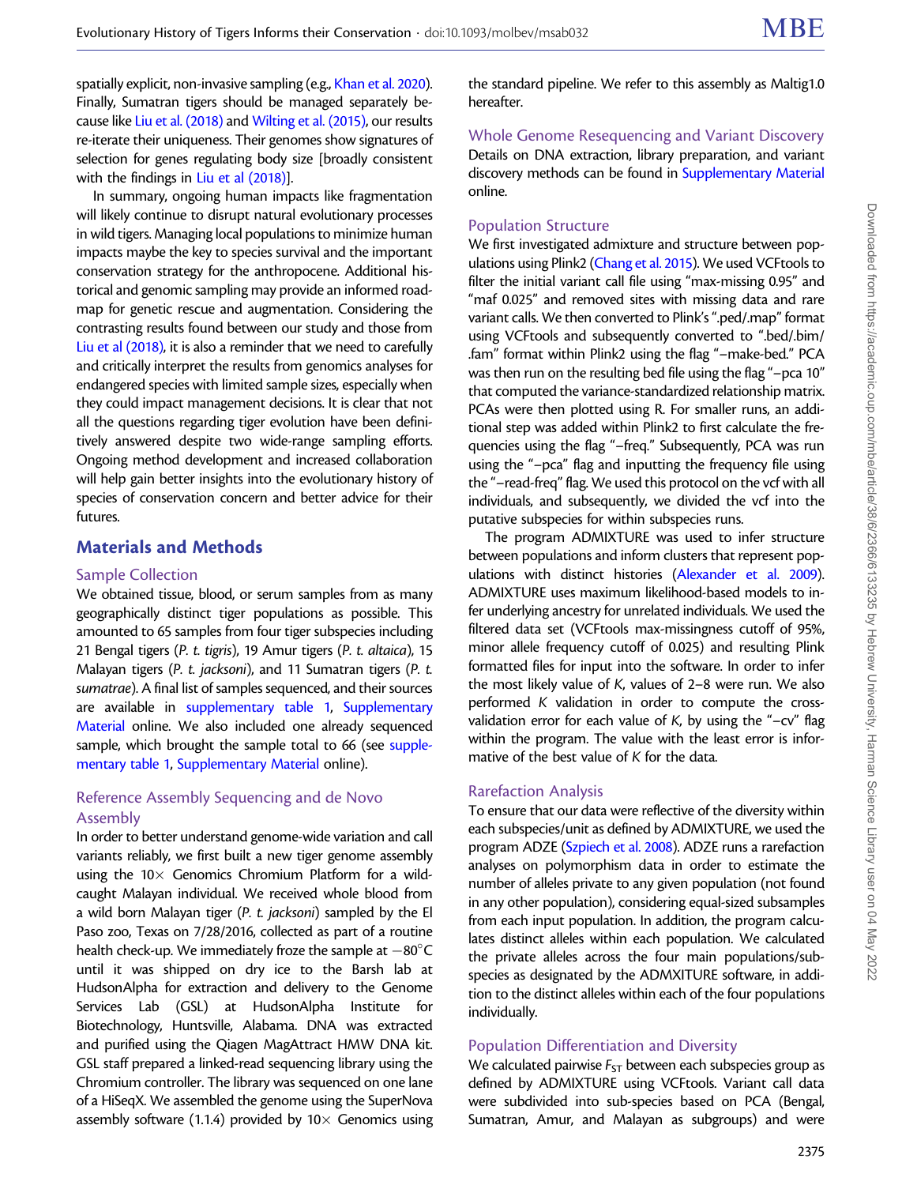spatially explicit, non-invasive sampling (e.g., Khan et al. 2020). Finally, Sumatran tigers should be managed separately because like Liu et al. (2018) and Wilting et al. (2015), our results re-iterate their uniqueness. Their genomes show signatures of selection for genes regulating body size [broadly consistent with the findings in Liu et al (2018)].

In summary, ongoing human impacts like fragmentation will likely continue to disrupt natural evolutionary processes in wild tigers. Managing local populations to minimize human impacts maybe the key to species survival and the important conservation strategy for the anthropocene. Additional historical and genomic sampling may provide an informed roadmap for genetic rescue and augmentation. Considering the contrasting results found between our study and those from Liu et al (2018), it is also a reminder that we need to carefully and critically interpret the results from genomics analyses for endangered species with limited sample sizes, especially when they could impact management decisions. It is clear that not all the questions regarding tiger evolution have been definitively answered despite two wide-range sampling efforts. Ongoing method development and increased collaboration will help gain better insights into the evolutionary history of species of conservation concern and better advice for their futures.

## Materials and Methods

### Sample Collection

We obtained tissue, blood, or serum samples from as many geographically distinct tiger populations as possible. This amounted to 65 samples from four tiger subspecies including 21 Bengal tigers (*P. t. tigris*), 19 Amur tigers (*P. t. altaica*), 15 Malayan tigers (*P. t. jacksoni*), and 11 Sumatran tigers (*P. t. sumatrae*). A final list of samples sequenced, and their sources are available in supplementary table 1, Supplementary Material online. We also included one already sequenced sample, which brought the sample total to 66 (see supplementary table 1, Supplementary Material online).

### Reference Assembly Sequencing and de Novo Assembly

In order to better understand genome-wide variation and call variants reliably, we first built a new tiger genome assembly using the 10× Genomics Chromium Platform for a wild-caught Malayan individual. We received whole blood from a wild born Malayan tiger (*P. t. jacksoni*) sampled by the El Paso zoo, Texas on 7/28/2016, collected as part of a routine health check-up. We immediately froze the sample at −80°C until it was shipped on dry ice to the Barsh lab at HudsonAlpha for extraction and delivery to the Genome Services Lab (GSL) at HudsonAlpha Institute for Biotechnology, Huntsville, Alabama. DNA was extracted and purified using the Qiagen MagAttract HMW DNA kit. GSL staff prepared a linked-read sequencing library using the Chromium controller. The library was sequenced on one lane of a HiSeqX. We assembled the genome using the SuperNova assembly software (1.1.4) provided by 10× Genomics using the standard pipeline. We refer to this assembly as Maltig1.0 hereafter.

### Whole Genome Resequencing and Variant Discovery

Details on DNA extraction, library preparation, and variant discovery methods can be found in Supplementary Material online.

### Population Structure

We first investigated admixture and structure between populations using Plink2 (Chang et al. 2015). We used VCFtools to filter the initial variant call file using "max-missing 0.95" and "maf 0.025" and removed sites with missing data and rare variant calls. We then converted to Plink's ".ped/.map" format using VCFtools and subsequently converted to ".bed/.bim/.fam" format within Plink2 using the flag "−make-bed." PCA was then run on the resulting bed file using the flag "−pca 10" that computed the variance-standardized relationship matrix. PCAs were then plotted using R. For smaller runs, an additional step was added within Plink2 to first calculate the frequencies using the flag "−freq." Subsequently, PCA was run using the "−pca" flag and inputting the frequency file using the "−read-freq" flag. We used this protocol on the vcf with all individuals, and subsequently, we divided the vcf into the putative subspecies for within subspecies runs.

The program ADMIXTURE was used to infer structure between populations and inform clusters that represent populations with distinct histories (Alexander et al. 2009). ADMIXTURE uses maximum likelihood-based models to infer underlying ancestry for unrelated individuals. We used the filtered data set (VCFtools max-missingness cutoff of 95%, minor allele frequency cutoff of 0.025) and resulting Plink formatted files for input into the software. In order to infer the most likely value of *K*, values of 2–8 were run. We also performed *K* validation in order to compute the cross-validation error for each value of *K*, by using the "−cv" flag within the program. The value with the least error is informative of the best value of *K* for the data.

### Rarefaction Analysis

To ensure that our data were reflective of the diversity within each subspecies/unit as defined by ADMIXTURE, we used the program ADZE (Szpiech et al. 2008). ADZE runs a rarefaction analyses on polymorphism data in order to estimate the number of alleles private to any given population (not found in any other population), considering equal-sized subsamples from each input population. In addition, the program calculates distinct alleles within each population. We calculated the private alleles across the four main populations/subspecies as designated by the ADMXITURE software, in addition to the distinct alleles within each of the four populations individually.

### Population Differentiation and Diversity

We calculated pairwise $F_{ST}$ between each subspecies group as defined by ADMIXTURE using VCFtools. Variant call data were subdivided into sub-species based on PCA (Bengal, Sumatran, Amur, and Malayan as subgroups) and were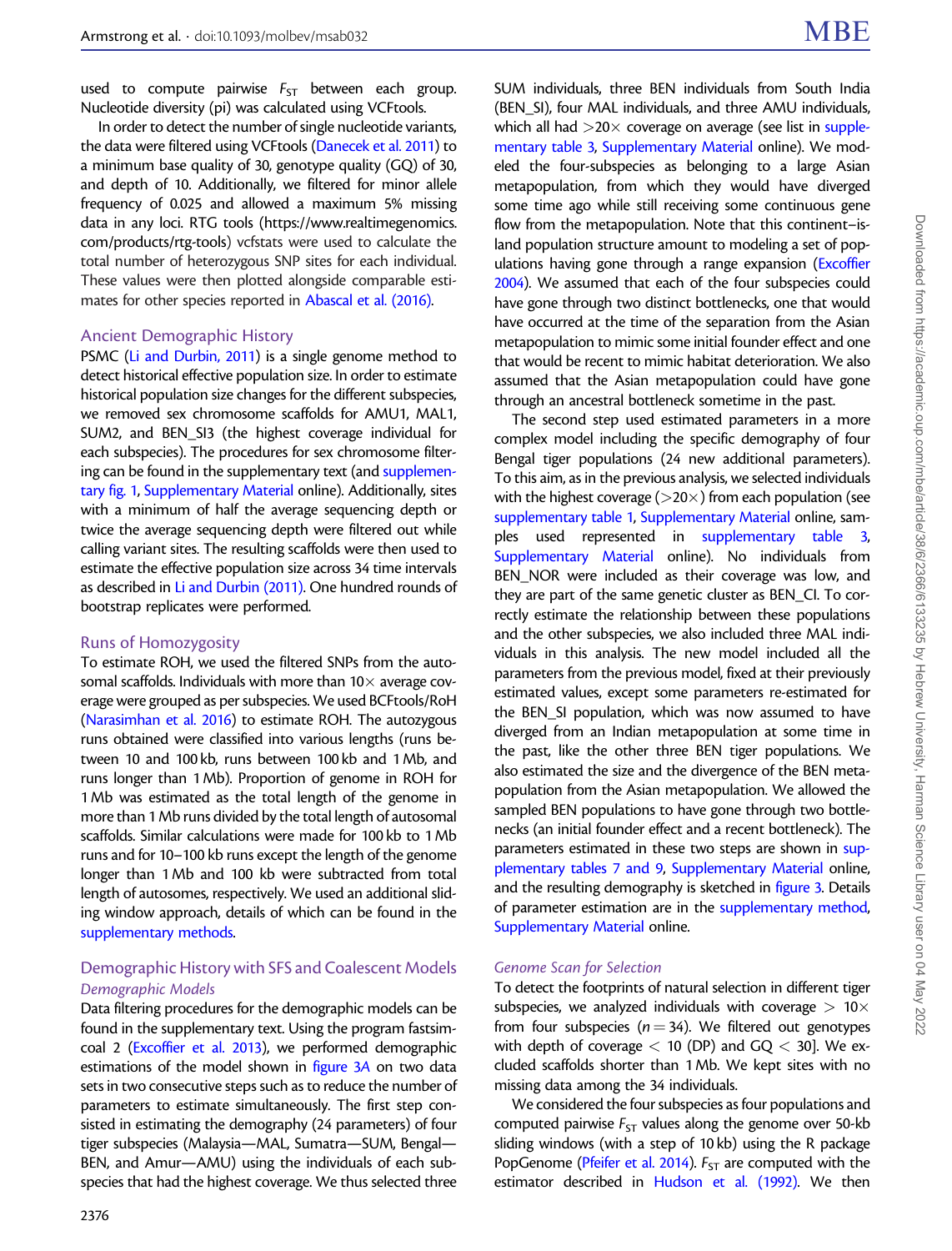used to compute pairwise $F_{ST}$ between each group. Nucleotide diversity (pi) was calculated using VCFtools.

In order to detect the number of single nucleotide variants, the data were filtered using VCFtools (Danecek et al. 2011) to a minimum base quality of 30, genotype quality (GQ) of 30, and depth of 10. Additionally, we filtered for minor allele frequency of 0.025 and allowed a maximum 5% missing data in any loci. RTG tools (https://www.realtimegenomics.com/products/rtg-tools) vcfstats were used to calculate the total number of heterozygous SNP sites for each individual. These values were then plotted alongside comparable estimates for other species reported in Abascal et al. (2016).

## Ancient Demographic History

PSMC (Li and Durbin, 2011) is a single genome method to detect historical effective population size. In order to estimate historical population size changes for the different subspecies, we removed sex chromosome scaffolds for AMU1, MAL1, SUM2, and BEN_SI3 (the highest coverage individual for each subspecies). The procedures for sex chromosome filtering can be found in the supplementary text (and supplementary fig. 1, Supplementary Material online). Additionally, sites with a minimum of half the average sequencing depth or twice the average sequencing depth were filtered out while calling variant sites. The resulting scaffolds were then used to estimate the effective population size across 34 time intervals as described in Li and Durbin (2011). One hundred rounds of bootstrap replicates were performed.

## Runs of Homozygosity

To estimate ROH, we used the filtered SNPs from the autosomal scaffolds. Individuals with more than 10× average coverage were grouped as per subspecies. We used BCFtools/RoH (Narasimhan et al. 2016) to estimate ROH. The autozygous runs obtained were classified into various lengths (runs between 10 and 100 kb, runs between 100 kb and 1 Mb, and runs longer than 1 Mb). Proportion of genome in ROH for 1 Mb was estimated as the total length of the genome in more than 1 Mb runs divided by the total length of autosomal scaffolds. Similar calculations were made for 100 kb to 1 Mb runs and for 10–100 kb runs except the length of the genome longer than 1 Mb and 100 kb were subtracted from total length of autosomes, respectively. We used an additional sliding window approach, details of which can be found in the supplementary methods.

## Demographic History with SFS and Coalescent Models

### Demographic Models

Data filtering procedures for the demographic models can be found in the supplementary text. Using the program fastsimcoal 2 (Excoffier et al. 2013), we performed demographic estimations of the model shown in figure 3A on two data sets in two consecutive steps such as to reduce the number of parameters to estimate simultaneously. The first step consisted in estimating the demography (24 parameters) of four tiger subspecies (Malaysia—MAL, Sumatra—SUM, Bengal—BEN, and Amur—AMU) using the individuals of each subspecies that had the highest coverage. We thus selected three SUM individuals, three BEN individuals from South India (BEN_SI), four MAL individuals, and three AMU individuals, which all had >20× coverage on average (see list in supplementary table 3, Supplementary Material online). We modeled the four-subspecies as belonging to a large Asian metapopulation, from which they would have diverged some time ago while still receiving some continuous gene flow from the metapopulation. Note that this continent–island population structure amount to modeling a set of populations having gone through a range expansion (Excoffier 2004). We assumed that each of the four subspecies could have gone through two distinct bottlenecks, one that would have occurred at the time of the separation from the Asian metapopulation to mimic some initial founder effect and one that would be recent to mimic habitat deterioration. We also assumed that the Asian metapopulation could have gone through an ancestral bottleneck sometime in the past.

The second step used estimated parameters in a more complex model including the specific demography of four Bengal tiger populations (24 new additional parameters). To this aim, as in the previous analysis, we selected individuals with the highest coverage (>20×) from each population (see supplementary table 1, Supplementary Material online, samples used represented in supplementary table 3, Supplementary Material online). No individuals from BEN_NOR were included as their coverage was low, and they are part of the same genetic cluster as BEN_CI. To correctly estimate the relationship between these populations and the other subspecies, we also included three MAL individuals in this analysis. The new model included all the parameters from the previous model, fixed at their previously estimated values, except some parameters re-estimated for the BEN_SI population, which was now assumed to have diverged from an Indian metapopulation at some time in the past, like the other three BEN tiger populations. We also estimated the size and the divergence of the BEN metapopulation from the Asian metapopulation. We allowed the sampled BEN populations to have gone through two bottlenecks (an initial founder effect and a recent bottleneck). The parameters estimated in these two steps are shown in supplementary tables 7 and 9, Supplementary Material online, and the resulting demography is sketched in figure 3. Details of parameter estimation are in the supplementary method, Supplementary Material online.

### Genome Scan for Selection

To detect the footprints of natural selection in different tiger subspecies, we analyzed individuals with coverage > 10× from four subspecies ($n = 34$). We filtered out genotypes with depth of coverage < 10 (DP) and GQ < 30]. We excluded scaffolds shorter than 1 Mb. We kept sites with no missing data among the 34 individuals.

We considered the four subspecies as four populations and computed pairwise $F_{ST}$ values along the genome over 50-kb sliding windows (with a step of 10 kb) using the R package PopGenome (Pfeifer et al. 2014). $F_{ST}$ are computed with the estimator described in Hudson et al. (1992). We then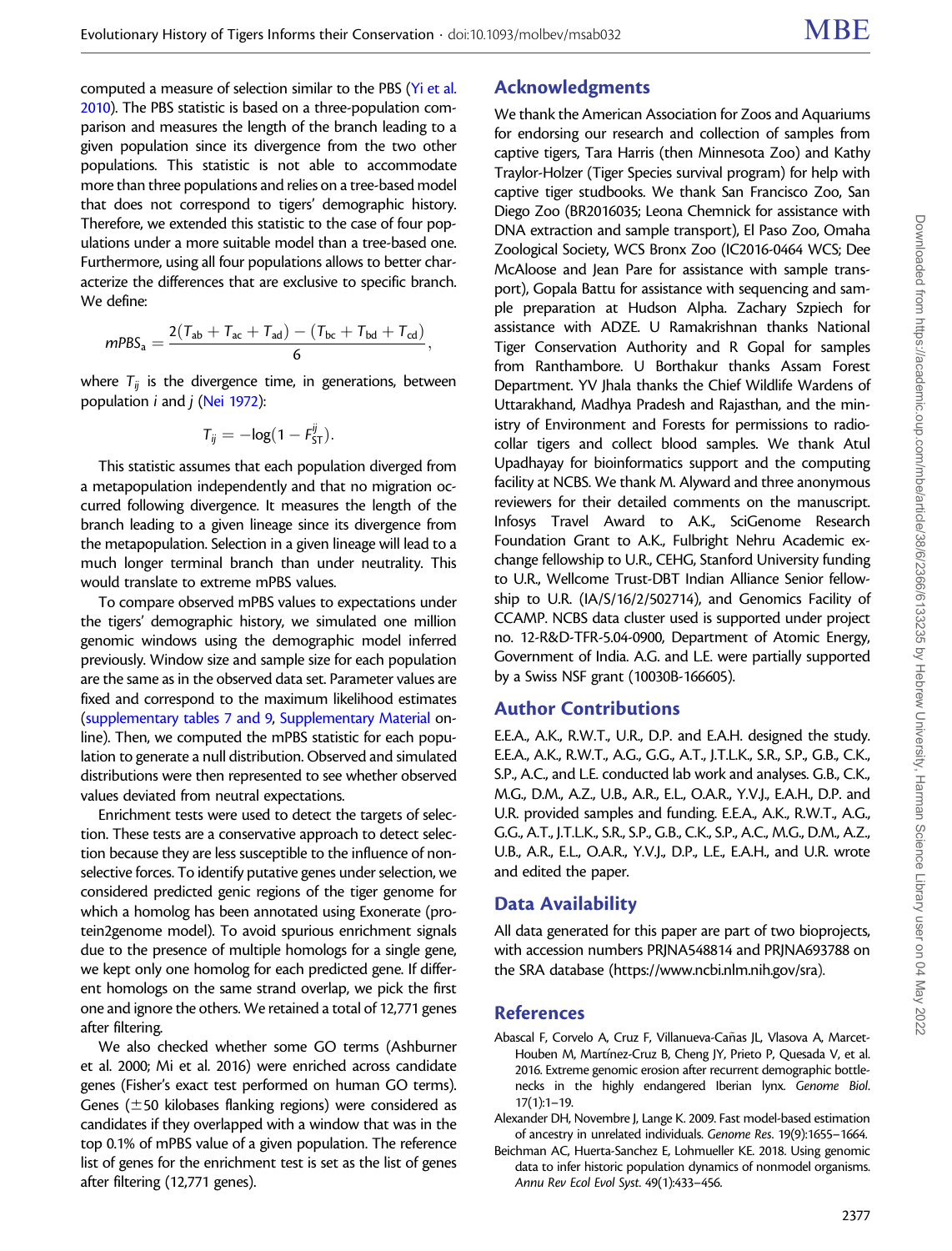computed a measure of selection similar to the PBS (Yi et al. 2010). The PBS statistic is based on a three-population comparison and measures the length of the branch leading to a given population since its divergence from the two other populations. This statistic is not able to accommodate more than three populations and relies on a tree-based model that does not correspond to tigers' demographic history. Therefore, we extended this statistic to the case of four populations under a more suitable model than a tree-based one. Furthermore, using all four populations allows to better characterize the differences that are exclusive to specific branch. We define:

$$mPBS_a = \frac{2(T_{ab} + T_{ac} + T_{ad}) - (T_{bc} + T_{bd} + T_{cd})}{6},$$

where $T_{ij}$ is the divergence time, in generations, between population $i$ and $j$ (Nei 1972):

$$T_{ij} = -\log(1 - F_{ST}^{ij}).$$

This statistic assumes that each population diverged from a metapopulation independently and that no migration occurred following divergence. It measures the length of the branch leading to a given lineage since its divergence from the metapopulation. Selection in a given lineage will lead to a much longer terminal branch than under neutrality. This would translate to extreme mPBS values.

To compare observed mPBS values to expectations under the tigers' demographic history, we simulated one million genomic windows using the demographic model inferred previously. Window size and sample size for each population are the same as in the observed data set. Parameter values are fixed and correspond to the maximum likelihood estimates (supplementary tables 7 and 9, Supplementary Material online). Then, we computed the mPBS statistic for each population to generate a null distribution. Observed and simulated distributions were then represented to see whether observed values deviated from neutral expectations.

Enrichment tests were used to detect the targets of selection. These tests are a conservative approach to detect selection because they are less susceptible to the influence of nonselective forces. To identify putative genes under selection, we considered predicted genic regions of the tiger genome for which a homolog has been annotated using Exonerate (protein2genome model). To avoid spurious enrichment signals due to the presence of multiple homologs for a single gene, we kept only one homolog for each predicted gene. If different homologs on the same strand overlap, we pick the first one and ignore the others. We retained a total of 12,771 genes after filtering.

We also checked whether some GO terms (Ashburner et al. 2000; Mi et al. 2016) were enriched across candidate genes (Fisher's exact test performed on human GO terms). Genes (±50 kilobases flanking regions) were considered as candidates if they overlapped with a window that was in the top 0.1% of mPBS value of a given population. The reference list of genes for the enrichment test is set as the list of genes after filtering (12,771 genes).

## Acknowledgments

We thank the American Association for Zoos and Aquariums for endorsing our research and collection of samples from captive tigers, Tara Harris (then Minnesota Zoo) and Kathy Traylor-Holzer (Tiger Species survival program) for help with captive tiger studbooks. We thank San Francisco Zoo, San Diego Zoo (BR2016035; Leona Chemnick for assistance with DNA extraction and sample transport), El Paso Zoo, Omaha Zoological Society, WCS Bronx Zoo (IC2016-0464 WCS; Dee McAloose and Jean Pare for assistance with sample transport), Gopala Battu for assistance with sequencing and sample preparation at Hudson Alpha. Zachary Szpiech for assistance with ADZE. U Ramakrishnan thanks National Tiger Conservation Authority and R Gopal for samples from Ranthambore. U Borthakur thanks Assam Forest Department. YV Jhala thanks the Chief Wildlife Wardens of Uttarakhand, Madhya Pradesh and Rajasthan, and the ministry of Environment and Forests for permissions to radio-collar tigers and collect blood samples. We thank Atul Upadhayay for bioinformatics support and the computing facility at NCBS. We thank M. Alyward and three anonymous reviewers for their detailed comments on the manuscript. Infosys Travel Award to A.K., SciGenome Research Foundation Grant to A.K., Fulbright Nehru Academic exchange fellowship to U.R., CEHG, Stanford University funding to U.R., Wellcome Trust-DBT Indian Alliance Senior fellowship to U.R. (IA/S/16/2/502714), and Genomics Facility of CCAMP. NCBS data cluster used is supported under project no. 12-R&D-TFR-5.04-0900, Department of Atomic Energy, Government of India. A.G. and L.E. were partially supported by a Swiss NSF grant (10030B-166605).

## Author Contributions

E.E.A., A.K., R.W.T., U.R., D.P. and E.A.H. designed the study. E.E.A., A.K., R.W.T., A.G., G.G., A.T., J.T.L.K., S.R., S.P., G.B., C.K., S.P., A.C., and L.E. conducted lab work and analyses. G.B., C.K., M.G., D.M., A.Z., U.B., A.R., E.L., O.A.R., Y.V.J., E.A.H., D.P. and U.R. provided samples and funding. E.E.A., A.K., R.W.T., A.G., G.G., A.T., J.T.L.K., S.R., S.P., G.B., C.K., S.P., A.C., M.G., D.M., A.Z., U.B., A.R., E.L., O.A.R., Y.V.J., D.P., L.E., E.A.H., and U.R. wrote and edited the paper.

## Data Availability

All data generated for this paper are part of two bioprojects, with accession numbers PRJNA548814 and PRJNA693788 on the SRA database (https://www.ncbi.nlm.nih.gov/sra).

## References

Abascal F, Corvelo A, Cruz F, Villanueva-Cañas JL, Vlasova A, Marcet-Houben M, Martínez-Cruz B, Cheng JY, Prieto P, Quesada V, et al. 2016. Extreme genomic erosion after recurrent demographic bottlenecks in the highly endangered Iberian lynx. *Genome Biol.* 17(1):1–19.

Alexander DH, Novembre J, Lange K. 2009. Fast model-based estimation of ancestry in unrelated individuals. *Genome Res.* 19(9):1655–1664.

Beichman AC, Huerta-Sanchez E, Lohmueller KE. 2018. Using genomic data to infer historic population dynamics of nonmodel organisms. *Annu Rev Ecol Evol Syst.* 49(1):433–456.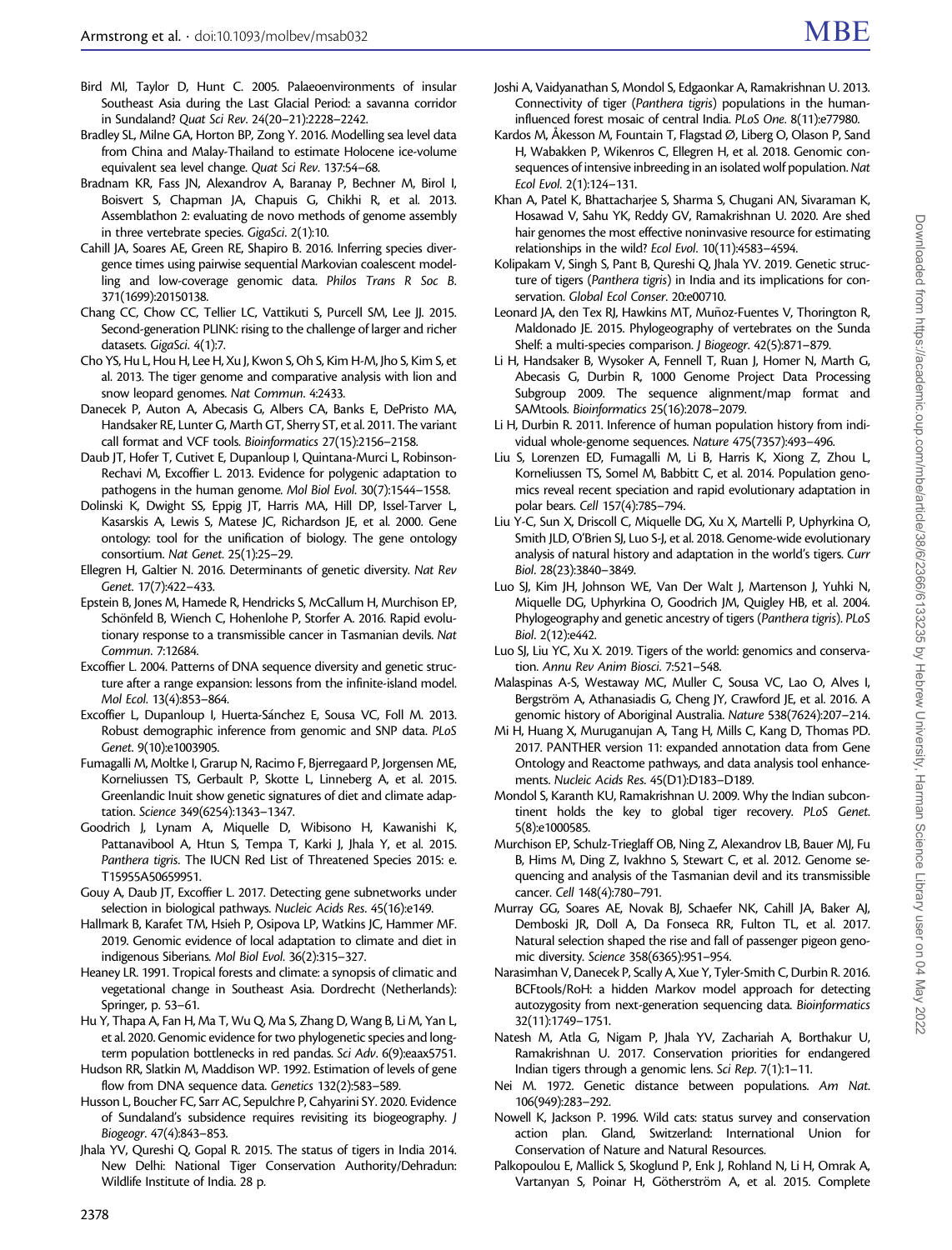Bird MI, Taylor D, Hunt C. 2005. Palaeoenvironments of insular Southeast Asia during the Last Glacial Period: a savanna corridor in Sundaland? *Quat Sci Rev*. 24(20–21):2228–2242.

Bradley SL, Milne GA, Horton BP, Zong Y. 2016. Modelling sea level data from China and Malay-Thailand to estimate Holocene ice-volume equivalent sea level change. *Quat Sci Rev*. 137:54–68.

Bradnam KR, Fass JN, Alexandrov A, Baranay P, Bechner M, Birol I, Boisvert S, Chapman JA, Chapuis G, Chikhi R, et al. 2013. Assemblathon 2: evaluating de novo methods of genome assembly in three vertebrate species. *GigaSci*. 2(1):10.

Cahill JA, Soares AE, Green RE, Shapiro B. 2016. Inferring species divergence times using pairwise sequential Markovian coalescent modelling and low-coverage genomic data. *Philos Trans R Soc B*. 371(1699):20150138.

Chang CC, Chow CC, Tellier LC, Vattikuti S, Purcell SM, Lee JJ. 2015. Second-generation PLINK: rising to the challenge of larger and richer datasets. *GigaSci*. 4(1):7.

Cho YS, Hu L, Hou H, Lee H, Xu J, Kwon S, Oh S, Kim H-M, Jho S, Kim S, et al. 2013. The tiger genome and comparative analysis with lion and snow leopard genomes. *Nat Commun*. 4:2433.

Danecek P, Auton A, Abecasis G, Albers CA, Banks E, DePristo MA, Handsaker RE, Lunter G, Marth GT, Sherry ST, et al. 2011. The variant call format and VCF tools. *Bioinformatics* 27(15):2156–2158.

Daub JT, Hofer T, Cutivet E, Dupanloup I, Quintana-Murci L, Robinson-Rechavi M, Excoffier L. 2013. Evidence for polygenic adaptation to pathogens in the human genome. *Mol Biol Evol*. 30(7):1544–1558.

Dolinski K, Dwight SS, Eppig JT, Harris MA, Hill DP, Issel-Tarver L, Kasarskis A, Lewis S, Matese JC, Richardson JE, et al. 2000. Gene ontology: tool for the unification of biology. The gene ontology consortium. *Nat Genet*. 25(1):25–29.

Ellegren H, Galtier N. 2016. Determinants of genetic diversity. *Nat Rev Genet*. 17(7):422–433.

Epstein B, Jones M, Hamede R, Hendricks S, McCallum H, Murchison EP, Schönfeld B, Wiench C, Hohenlohe P, Storfer A. 2016. Rapid evolutionary response to a transmissible cancer in Tasmanian devils. *Nat Commun*. 7:12684.

Excoffier L. 2004. Patterns of DNA sequence diversity and genetic structure after a range expansion: lessons from the infinite-island model. *Mol Ecol*. 13(4):853–864.

Excoffier L, Dupanloup I, Huerta-Sánchez E, Sousa VC, Foll M. 2013. Robust demographic inference from genomic and SNP data. *PLoS Genet*. 9(10):e1003905.

Fumagalli M, Moltke I, Grarup N, Racimo F, Bjerregaard P, Jorgensen ME, Korneliussen TS, Gerbault P, Skotte L, Linneberg A, et al. 2015. Greenlandic Inuit show genetic signatures of diet and climate adaptation. *Science* 349(6254):1343–1347.

Goodrich J, Lynam A, Miquelle D, Wibisono H, Kawanishi K, Pattanavibool A, Htun S, Tempa T, Karki J, Jhala Y, et al. 2015. *Panthera tigris*. The IUCN Red List of Threatened Species 2015: e. T15955A50659951.

Gouy A, Daub JT, Excoffier L. 2017. Detecting gene subnetworks under selection in biological pathways. *Nucleic Acids Res*. 45(16):e149.

Hallmark B, Karafet TM, Hsieh P, Osipova LP, Watkins JC, Hammer MF. 2019. Genomic evidence of local adaptation to climate and diet in indigenous Siberians. *Mol Biol Evol*. 36(2):315–327.

Heaney LR. 1991. Tropical forests and climate: a synopsis of climatic and vegetational change in Southeast Asia. Dordrecht (Netherlands): Springer, p. 53–61.

Hu Y, Thapa A, Fan H, Ma T, Wu Q, Ma S, Zhang D, Wang B, Li M, Yan L, et al. 2020. Genomic evidence for two phylogenetic species and long-term population bottlenecks in red pandas. *Sci Adv*. 6(9):eaax5751.

Hudson RR, Slatkin M, Maddison WP. 1992. Estimation of levels of gene flow from DNA sequence data. *Genetics* 132(2):583–589.

Husson L, Boucher FC, Sarr AC, Sepulchre P, Cahyarini SY. 2020. Evidence of Sundaland's subsidence requires revisiting its biogeography. *J Biogeogr*. 47(4):843–853.

Jhala YV, Qureshi Q, Gopal R. 2015. The status of tigers in India 2014. New Delhi: National Tiger Conservation Authority/Dehradun: Wildlife Institute of India. 28 p.

Joshi A, Vaidyanathan S, Mondol S, Edgaonkar A, Ramakrishnan U. 2013. Connectivity of tiger (*Panthera tigris*) populations in the human-influenced forest mosaic of central India. *PLoS One*. 8(11):e77980.

Kardos M, Åkesson M, Fountain T, Flagstad Ø, Liberg O, Olason P, Sand H, Wabakken P, Wikenros C, Ellegren H, et al. 2018. Genomic consequences of intensive inbreeding in an isolated wolf population. *Nat Ecol Evol*. 2(1):124–131.

Khan A, Patel K, Bhattacharjee S, Sharma S, Chugani AN, Sivaraman K, Hosawad V, Sahu YK, Reddy GV, Ramakrishnan U. 2020. Are shed hair genomes the most effective noninvasive resource for estimating relationships in the wild? *Ecol Evol*. 10(11):4583–4594.

Kolipakam V, Singh S, Pant B, Qureshi Q, Jhala YV. 2019. Genetic structure of tigers (*Panthera tigris*) in India and its implications for conservation. *Global Ecol Conser*. 20:e00710.

Leonard JA, den Tex RJ, Hawkins MT, Muñoz-Fuentes V, Thorington R, Maldonado JE. 2015. Phylogeography of vertebrates on the Sunda Shelf: a multi-species comparison. *J Biogeogr*. 42(5):871–879.

Li H, Handsaker B, Wysoker A, Fennell T, Ruan J, Homer N, Marth G, Abecasis G, Durbin R, 1000 Genome Project Data Processing Subgroup 2009. The sequence alignment/map format and SAMtools. *Bioinformatics* 25(16):2078–2079.

Li H, Durbin R. 2011. Inference of human population history from individual whole-genome sequences. *Nature* 475(7357):493–496.

Liu S, Lorenzen ED, Fumagalli M, Li B, Harris K, Xiong Z, Zhou L, Korneliussen TS, Somel M, Babbitt C, et al. 2014. Population genomics reveal recent speciation and rapid evolutionary adaptation in polar bears. *Cell* 157(4):785–794.

Liu Y-C, Sun X, Driscoll C, Miquelle DG, Xu X, Martelli P, Uphyrkina O, Smith JLD, O'Brien SJ, Luo S-J, et al. 2018. Genome-wide evolutionary analysis of natural history and adaptation in the world's tigers. *Curr Biol*. 28(23):3840–3849.

Luo SJ, Kim JH, Johnson WE, Van Der Walt J, Martenson J, Yuhki N, Miquelle DG, Uphyrkina O, Goodrich JM, Quigley HB, et al. 2004. Phylogeography and genetic ancestry of tigers (*Panthera tigris*). *PLoS Biol*. 2(12):e442.

Luo SJ, Liu YC, Xu X. 2019. Tigers of the world: genomics and conservation. *Annu Rev Anim Biosci*. 7:521–548.

Malaspinas A-S, Westaway MC, Muller C, Sousa VC, Lao O, Alves I, Bergström A, Athanasiadis G, Cheng JY, Crawford JE, et al. 2016. A genomic history of Aboriginal Australia. *Nature* 538(7624):207–214.

Mi H, Huang X, Muruganujan A, Tang H, Mills C, Kang D, Thomas PD. 2017. PANTHER version 11: expanded annotation data from Gene Ontology and Reactome pathways, and data analysis tool enhancements. *Nucleic Acids Res*. 45(D1):D183–D189.

Mondol S, Karanth KU, Ramakrishnan U. 2009. Why the Indian subcontinent holds the key to global tiger recovery. *PLoS Genet*. 5(8):e1000585.

Murchison EP, Schulz-Trieglaff OB, Ning Z, Alexandrov LB, Bauer MJ, Fu B, Hims M, Ding Z, Ivakhno S, Stewart C, et al. 2012. Genome sequencing and analysis of the Tasmanian devil and its transmissible cancer. *Cell* 148(4):780–791.

Murray GG, Soares AE, Novak BJ, Schaefer NK, Cahill JA, Baker AJ, Demboski JR, Doll A, Da Fonseca RR, Fulton TL, et al. 2017. Natural selection shaped the rise and fall of passenger pigeon genomic diversity. *Science* 358(6365):951–954.

Narasimhan V, Danecek P, Scally A, Xue Y, Tyler-Smith C, Durbin R. 2016. BCFtools/RoH: a hidden Markov model approach for detecting autozygosity from next-generation sequencing data. *Bioinformatics* 32(11):1749–1751.

Natesh M, Atla G, Nigam P, Jhala YV, Zachariah A, Borthakur U, Ramakrishnan U. 2017. Conservation priorities for endangered Indian tigers through a genomic lens. *Sci Rep*. 7(1):1–11.

Nei M. 1972. Genetic distance between populations. *Am Nat*. 106(949):283–292.

Nowell K, Jackson P. 1996. Wild cats: status survey and conservation action plan. Gland, Switzerland: International Union for Conservation of Nature and Natural Resources.

Palkopoulou E, Mallick S, Skoglund P, Enk J, Rohland N, Li H, Omrak A, Vartanyan S, Poinar H, Götherström A, et al. 2015. Complete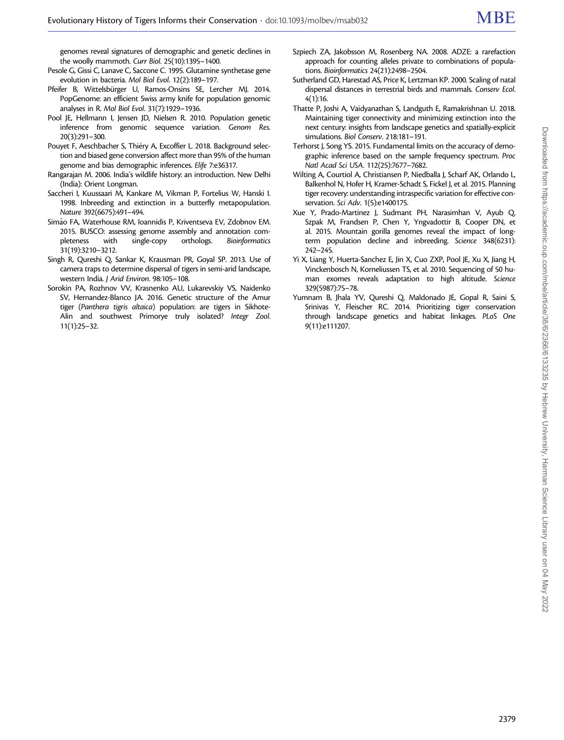genomes reveal signatures of demographic and genetic declines in the woolly mammoth. *Curr Biol*. 25(10):1395–1400.

Pesole G, Gissi C, Lanave C, Saccone C. 1995. Glutamine synthetase gene evolution in bacteria. *Mol Biol Evol*. 12(2):189–197.

Pfeifer B, Wittelsbürger U, Ramos-Onsins SE, Lercher MJ. 2014. PopGenome: an efficient Swiss army knife for population genomic analyses in R. *Mol Biol Evol*. 31(7):1929–1936.

Pool JE, Hellmann I, Jensen JD, Nielsen R. 2010. Population genetic inference from genomic sequence variation. *Genom Res*. 20(3):291–300.

Pouyet F, Aeschbacher S, Thiéry A, Excoffier L. 2018. Background selection and biased gene conversion affect more than 95% of the human genome and bias demographic inferences. *Elife* 7:e36317.

Rangarajan M. 2006. India's wildlife history: an introduction. New Delhi (India): Orient Longman.

Saccheri I, Kuussaari M, Kankare M, Vikman P, Fortelius W, Hanski I. 1998. Inbreeding and extinction in a butterfly metapopulation. *Nature* 392(6675):491–494.

Simão FA, Waterhouse RM, Ioannidis P, Kriventseva EV, Zdobnov EM. 2015. BUSCO: assessing genome assembly and annotation completeness with single-copy orthologs. *Bioinformatics* 31(19):3210–3212.

Singh R, Qureshi Q, Sankar K, Krausman PR, Goyal SP. 2013. Use of camera traps to determine dispersal of tigers in semi-arid landscape, western India. *J Arid Environ*. 98:105–108.

Sorokin PA, Rozhnov VV, Krasnenko AU, Lukarevskiy VS, Naidenko SV, Hernandez-Blanco JA. 2016. Genetic structure of the Amur tiger (*Panthera tigris altaica*) population: are tigers in Sikhote-Alin and southwest Primorye truly isolated? *Integr Zool*. 11(1):25–32.

Szpiech ZA, Jakobsson M, Rosenberg NA. 2008. ADZE: a rarefaction approach for counting alleles private to combinations of populations. *Bioinformatics* 24(21):2498–2504.

Sutherland GD, Harestad AS, Price K, Lertzman KP. 2000. Scaling of natal dispersal distances in terrestrial birds and mammals. *Conserv Ecol*. 4(1):16.

Thatte P, Joshi A, Vaidyanathan S, Landguth E, Ramakrishnan U. 2018. Maintaining tiger connectivity and minimizing extinction into the next century: insights from landscape genetics and spatially-explicit simulations. *Biol Conserv*. 218:181–191.

Terhorst J, Song YS. 2015. Fundamental limits on the accuracy of demographic inference based on the sample frequency spectrum. *Proc Natl Acad Sci USA*. 112(25):7677–7682.

Wilting A, Courtiol A, Christiansen P, Niedballa J, Scharf AK, Orlando L, Balkenhol N, Hofer H, Kramer-Schadt S, Fickel J, et al. 2015. Planning tiger recovery: understanding intraspecific variation for effective conservation. *Sci Adv*. 1(5):e1400175.

Xue Y, Prado-Martinez J, Sudmant PH, Narasimhan V, Ayub Q, Szpak M, Frandsen P, Chen Y, Yngvadottir B, Cooper DN, et al. 2015. Mountain gorilla genomes reveal the impact of long-term population decline and inbreeding. *Science* 348(6231): 242–245.

Yi X, Liang Y, Huerta-Sanchez E, Jin X, Cuo ZXP, Pool JE, Xu X, Jiang H, Vinckenbosch N, Korneliussen TS, et al. 2010. Sequencing of 50 human exomes reveals adaptation to high altitude. *Science* 329(5987):75–78.

Yumnam B, Jhala YV, Qureshi Q, Maldonado JE, Gopal R, Saini S, Srinivas Y, Fleischer RC. 2014. Prioritizing tiger conservation through landscape genetics and habitat linkages. *PLoS One* 9(11):e111207.